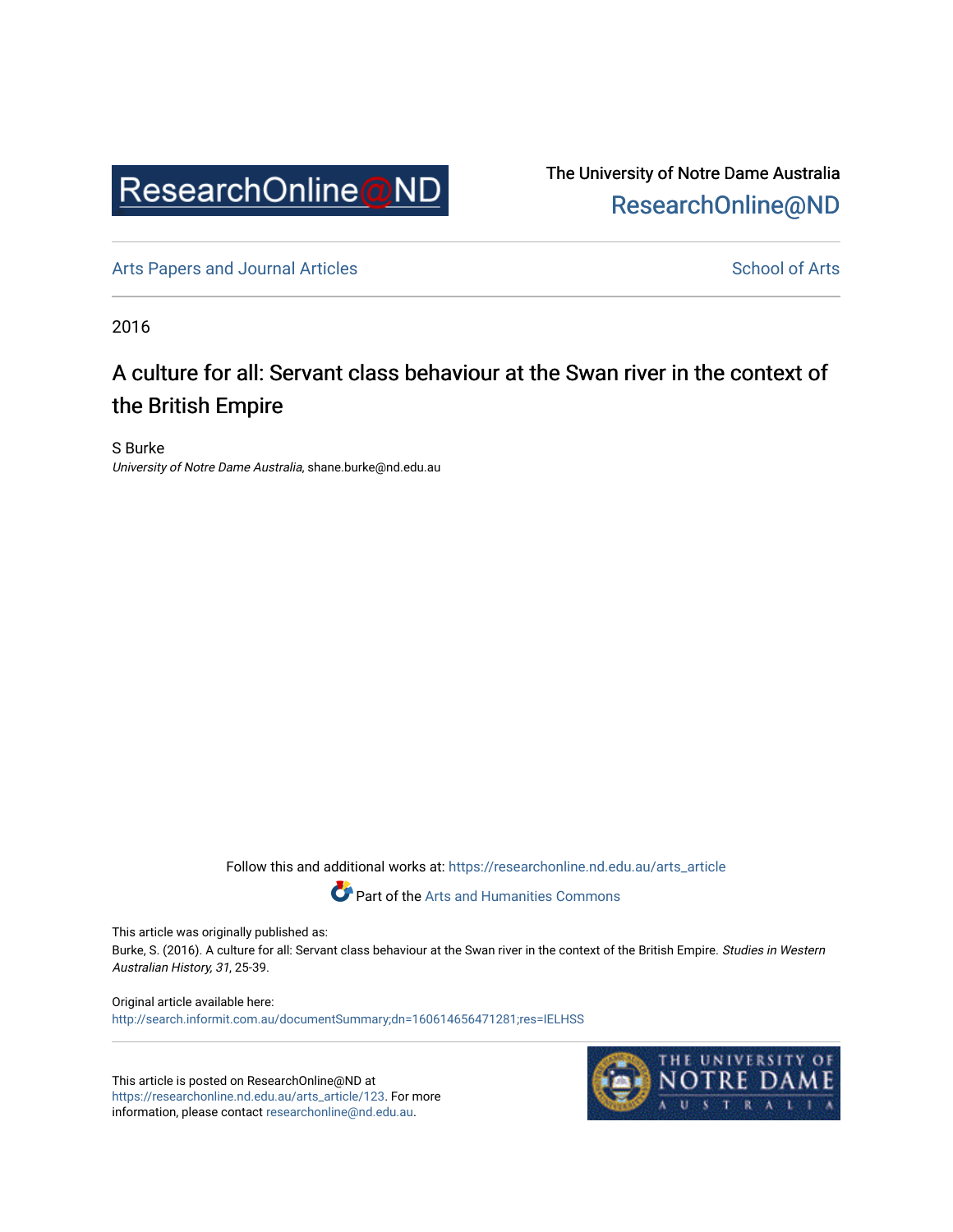ResearchOnline@ND

The University of Notre Dame Australia
ResearchOnline@ND

Arts Papers and Journal Articles | School of Arts

2016

# A culture for all: Servant class behaviour at the Swan river in the context of the British Empire

S Burke
*University of Notre Dame Australia*, shane.burke@nd.edu.au

Follow this and additional works at: https://researchonline.nd.edu.au/arts_article

Part of the Arts and Humanities Commons

This article was originally published as:
Burke, S. (2016). A culture for all: Servant class behaviour at the Swan river in the context of the British Empire. *Studies in Western Australian History, 31*, 25-39.

Original article available here:
http://search.informit.com.au/documentSummary;dn=160614656471281;res=IELHSS

This article is posted on ResearchOnline@ND at https://researchonline.nd.edu.au/arts_article/123. For more information, please contact researchonline@nd.edu.au.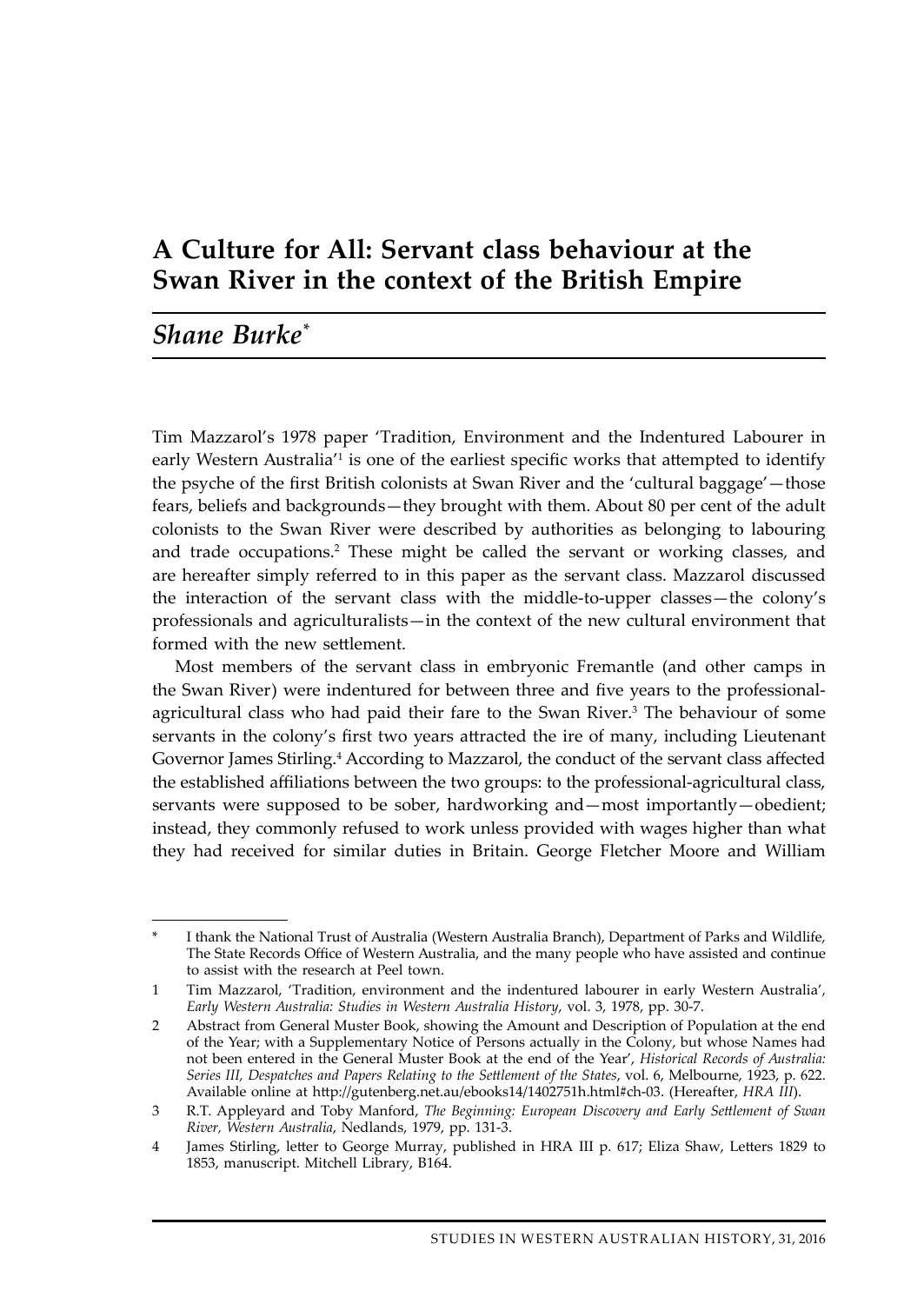# A Culture for All: Servant class behaviour at the Swan River in the context of the British Empire

## *Shane Burke**

Tim Mazzarol's 1978 paper 'Tradition, Environment and the Indentured Labourer in early Western Australia'[1] is one of the earliest specific works that attempted to identify the psyche of the first British colonists at Swan River and the 'cultural baggage'—those fears, beliefs and backgrounds—they brought with them. About 80 per cent of the adult colonists to the Swan River were described by authorities as belonging to labouring and trade occupations.[2] These might be called the servant or working classes, and are hereafter simply referred to in this paper as the servant class. Mazzarol discussed the interaction of the servant class with the middle-to-upper classes—the colony's professionals and agriculturalists—in the context of the new cultural environment that formed with the new settlement.

Most members of the servant class in embryonic Fremantle (and other camps in the Swan River) were indentured for between three and five years to the professional-agricultural class who had paid their fare to the Swan River.[3] The behaviour of some servants in the colony's first two years attracted the ire of many, including Lieutenant Governor James Stirling.[4] According to Mazzarol, the conduct of the servant class affected the established affiliations between the two groups: to the professional-agricultural class, servants were supposed to be sober, hardworking and—most importantly—obedient; instead, they commonly refused to work unless provided with wages higher than what they had received for similar duties in Britain. George Fletcher Moore and William

---

\* I thank the National Trust of Australia (Western Australia Branch), Department of Parks and Wildlife, The State Records Office of Western Australia, and the many people who have assisted and continue to assist with the research at Peel town.

1 Tim Mazzarol, 'Tradition, environment and the indentured labourer in early Western Australia', *Early Western Australia: Studies in Western Australia History*, vol. 3, 1978, pp. 30-7.

2 Abstract from General Muster Book, showing the Amount and Description of Population at the end of the Year; with a Supplementary Notice of Persons actually in the Colony, but whose Names had not been entered in the General Muster Book at the end of the Year', *Historical Records of Australia: Series III, Despatches and Papers Relating to the Settlement of the States*, vol. 6, Melbourne, 1923, p. 622. Available online at http://gutenberg.net.au/ebooks14/1402751h.html#ch-03. (Hereafter, *HRA III*).

3 R.T. Appleyard and Toby Manford, *The Beginning: European Discovery and Early Settlement of Swan River, Western Australia*, Nedlands, 1979, pp. 131-3.

4 James Stirling, letter to George Murray, published in HRA III p. 617; Eliza Shaw, Letters 1829 to 1853, manuscript. Mitchell Library, B164.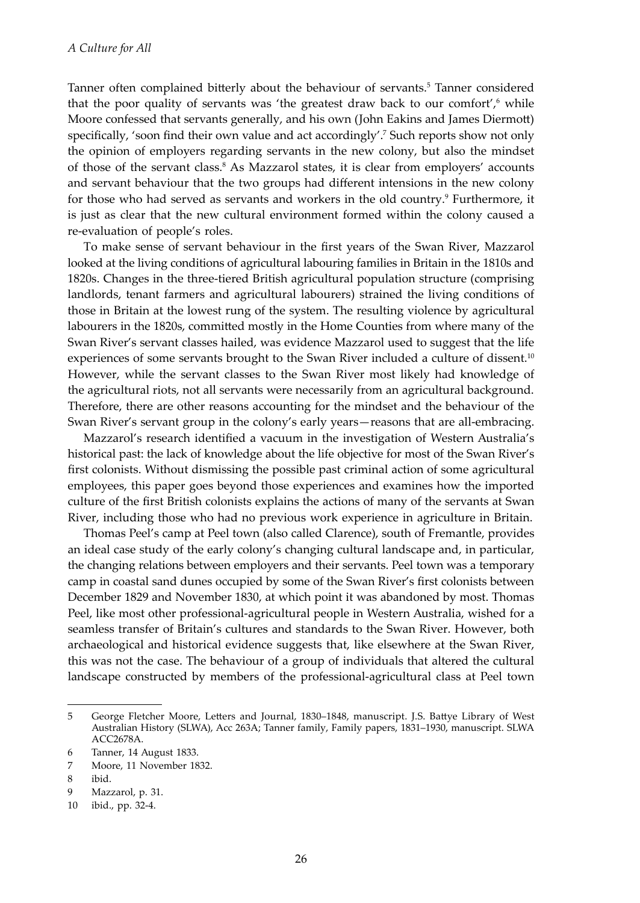Tanner often complained bitterly about the behaviour of servants.[5] Tanner considered that the poor quality of servants was 'the greatest draw back to our comfort',[6] while Moore confessed that servants generally, and his own (John Eakins and James Diermott) specifically, 'soon find their own value and act accordingly'.[7] Such reports show not only the opinion of employers regarding servants in the new colony, but also the mindset of those of the servant class.[8] As Mazzarol states, it is clear from employers' accounts and servant behaviour that the two groups had different intensions in the new colony for those who had served as servants and workers in the old country.[9] Furthermore, it is just as clear that the new cultural environment formed within the colony caused a re-evaluation of people's roles.

To make sense of servant behaviour in the first years of the Swan River, Mazzarol looked at the living conditions of agricultural labouring families in Britain in the 1810s and 1820s. Changes in the three-tiered British agricultural population structure (comprising landlords, tenant farmers and agricultural labourers) strained the living conditions of those in Britain at the lowest rung of the system. The resulting violence by agricultural labourers in the 1820s, committed mostly in the Home Counties from where many of the Swan River's servant classes hailed, was evidence Mazzarol used to suggest that the life experiences of some servants brought to the Swan River included a culture of dissent.[10] However, while the servant classes to the Swan River most likely had knowledge of the agricultural riots, not all servants were necessarily from an agricultural background. Therefore, there are other reasons accounting for the mindset and the behaviour of the Swan River's servant group in the colony's early years—reasons that are all-embracing.

Mazzarol's research identified a vacuum in the investigation of Western Australia's historical past: the lack of knowledge about the life objective for most of the Swan River's first colonists. Without dismissing the possible past criminal action of some agricultural employees, this paper goes beyond those experiences and examines how the imported culture of the first British colonists explains the actions of many of the servants at Swan River, including those who had no previous work experience in agriculture in Britain.

Thomas Peel's camp at Peel town (also called Clarence), south of Fremantle, provides an ideal case study of the early colony's changing cultural landscape and, in particular, the changing relations between employers and their servants. Peel town was a temporary camp in coastal sand dunes occupied by some of the Swan River's first colonists between December 1829 and November 1830, at which point it was abandoned by most. Thomas Peel, like most other professional-agricultural people in Western Australia, wished for a seamless transfer of Britain's cultures and standards to the Swan River. However, both archaeological and historical evidence suggests that, like elsewhere at the Swan River, this was not the case. The behaviour of a group of individuals that altered the cultural landscape constructed by members of the professional-agricultural class at Peel town

---

5 George Fletcher Moore, Letters and Journal, 1830–1848, manuscript. J.S. Battye Library of West Australian History (SLWA), Acc 263A; Tanner family, Family papers, 1831–1930, manuscript. SLWA ACC2678A.

6 Tanner, 14 August 1833.

7 Moore, 11 November 1832.

8 ibid.

9 Mazzarol, p. 31.

10 ibid., pp. 32-4.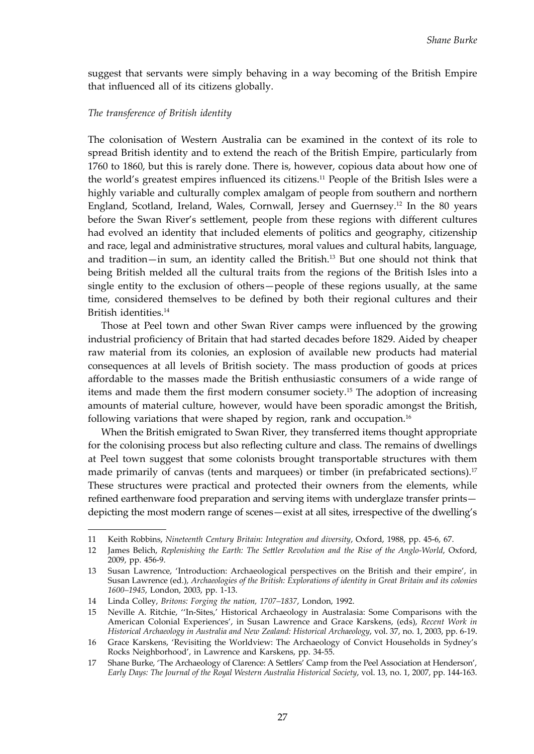suggest that servants were simply behaving in a way becoming of the British Empire that influenced all of its citizens globally.

*The transference of British identity*

The colonisation of Western Australia can be examined in the context of its role to spread British identity and to extend the reach of the British Empire, particularly from 1760 to 1860, but this is rarely done. There is, however, copious data about how one of the world's greatest empires influenced its citizens.[11] People of the British Isles were a highly variable and culturally complex amalgam of people from southern and northern England, Scotland, Ireland, Wales, Cornwall, Jersey and Guernsey.[12] In the 80 years before the Swan River's settlement, people from these regions with different cultures had evolved an identity that included elements of politics and geography, citizenship and race, legal and administrative structures, moral values and cultural habits, language, and tradition—in sum, an identity called the British.[13] But one should not think that being British melded all the cultural traits from the regions of the British Isles into a single entity to the exclusion of others—people of these regions usually, at the same time, considered themselves to be defined by both their regional cultures and their British identities.[14]

Those at Peel town and other Swan River camps were influenced by the growing industrial proficiency of Britain that had started decades before 1829. Aided by cheaper raw material from its colonies, an explosion of available new products had material consequences at all levels of British society. The mass production of goods at prices affordable to the masses made the British enthusiastic consumers of a wide range of items and made them the first modern consumer society.[15] The adoption of increasing amounts of material culture, however, would have been sporadic amongst the British, following variations that were shaped by region, rank and occupation.[16]

When the British emigrated to Swan River, they transferred items thought appropriate for the colonising process but also reflecting culture and class. The remains of dwellings at Peel town suggest that some colonists brought transportable structures with them made primarily of canvas (tents and marquees) or timber (in prefabricated sections).[17] These structures were practical and protected their owners from the elements, while refined earthenware food preparation and serving items with underglaze transfer prints—depicting the most modern range of scenes—exist at all sites, irrespective of the dwelling's

---

11 Keith Robbins, *Nineteenth Century Britain: Integration and diversity*, Oxford, 1988, pp. 45-6, 67.

12 James Belich, *Replenishing the Earth: The Settler Revolution and the Rise of the Anglo-World*, Oxford, 2009, pp. 456-9.

13 Susan Lawrence, 'Introduction: Archaeological perspectives on the British and their empire', in Susan Lawrence (ed.), *Archaeologies of the British: Explorations of identity in Great Britain and its colonies 1600–1945*, London, 2003, pp. 1-13.

14 Linda Colley, *Britons: Forging the nation, 1707–1837*, London, 1992.

15 Neville A. Ritchie, ''In-Sites,' Historical Archaeology in Australasia: Some Comparisons with the American Colonial Experiences', in Susan Lawrence and Grace Karskens, (eds), *Recent Work in Historical Archaeology in Australia and New Zealand: Historical Archaeology*, vol. 37, no. 1, 2003, pp. 6-19.

16 Grace Karskens, 'Revisiting the Worldview: The Archaeology of Convict Households in Sydney's Rocks Neighborhood', in Lawrence and Karskens, pp. 34-55.

17 Shane Burke, 'The Archaeology of Clarence: A Settlers' Camp from the Peel Association at Henderson', *Early Days: The Journal of the Royal Western Australia Historical Society*, vol. 13, no. 1, 2007, pp. 144-163.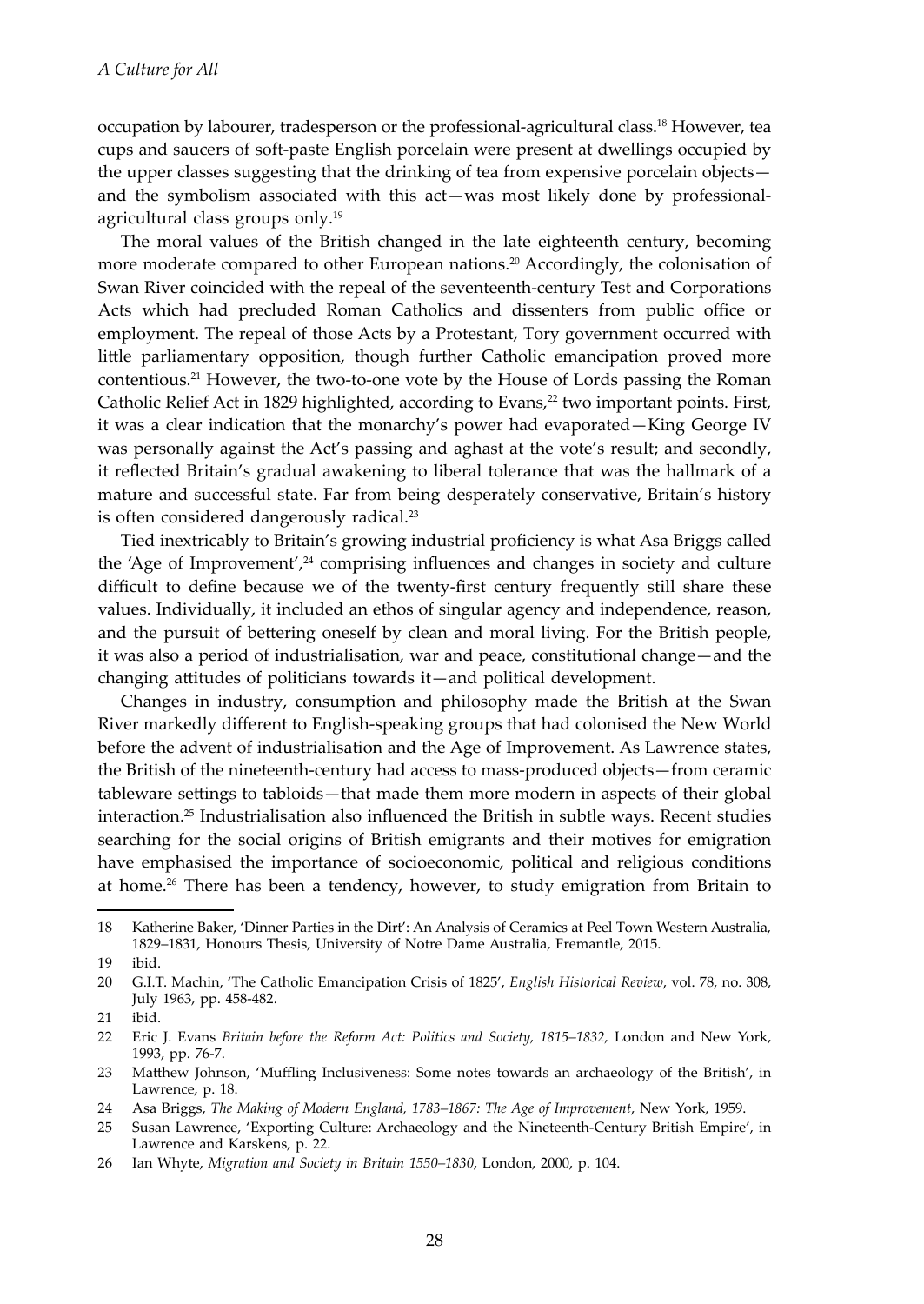occupation by labourer, tradesperson or the professional-agricultural class.[18] However, tea cups and saucers of soft-paste English porcelain were present at dwellings occupied by the upper classes suggesting that the drinking of tea from expensive porcelain objects—and the symbolism associated with this act—was most likely done by professional-agricultural class groups only.[19]

The moral values of the British changed in the late eighteenth century, becoming more moderate compared to other European nations.[20] Accordingly, the colonisation of Swan River coincided with the repeal of the seventeenth-century Test and Corporations Acts which had precluded Roman Catholics and dissenters from public office or employment. The repeal of those Acts by a Protestant, Tory government occurred with little parliamentary opposition, though further Catholic emancipation proved more contentious.[21] However, the two-to-one vote by the House of Lords passing the Roman Catholic Relief Act in 1829 highlighted, according to Evans,[22] two important points. First, it was a clear indication that the monarchy's power had evaporated—King George IV was personally against the Act's passing and aghast at the vote's result; and secondly, it reflected Britain's gradual awakening to liberal tolerance that was the hallmark of a mature and successful state. Far from being desperately conservative, Britain's history is often considered dangerously radical.[23]

Tied inextricably to Britain's growing industrial proficiency is what Asa Briggs called the 'Age of Improvement',[24] comprising influences and changes in society and culture difficult to define because we of the twenty-first century frequently still share these values. Individually, it included an ethos of singular agency and independence, reason, and the pursuit of bettering oneself by clean and moral living. For the British people, it was also a period of industrialisation, war and peace, constitutional change—and the changing attitudes of politicians towards it—and political development.

Changes in industry, consumption and philosophy made the British at the Swan River markedly different to English-speaking groups that had colonised the New World before the advent of industrialisation and the Age of Improvement. As Lawrence states, the British of the nineteenth-century had access to mass-produced objects—from ceramic tableware settings to tabloids—that made them more modern in aspects of their global interaction.[25] Industrialisation also influenced the British in subtle ways. Recent studies searching for the social origins of British emigrants and their motives for emigration have emphasised the importance of socioeconomic, political and religious conditions at home.[26] There has been a tendency, however, to study emigration from Britain to

---

18 Katherine Baker, 'Dinner Parties in the Dirt': An Analysis of Ceramics at Peel Town Western Australia, 1829–1831, Honours Thesis, University of Notre Dame Australia, Fremantle, 2015.

19 ibid.

20 G.I.T. Machin, 'The Catholic Emancipation Crisis of 1825', *English Historical Review*, vol. 78, no. 308, July 1963, pp. 458-482.

21 ibid.

22 Eric J. Evans *Britain before the Reform Act: Politics and Society, 1815–1832*, London and New York, 1993, pp. 76-7.

23 Matthew Johnson, 'Muffling Inclusiveness: Some notes towards an archaeology of the British', in Lawrence, p. 18.

24 Asa Briggs, *The Making of Modern England, 1783–1867: The Age of Improvement*, New York, 1959.

25 Susan Lawrence, 'Exporting Culture: Archaeology and the Nineteenth-Century British Empire', in Lawrence and Karskens, p. 22.

26 Ian Whyte, *Migration and Society in Britain 1550–1830*, London, 2000, p. 104.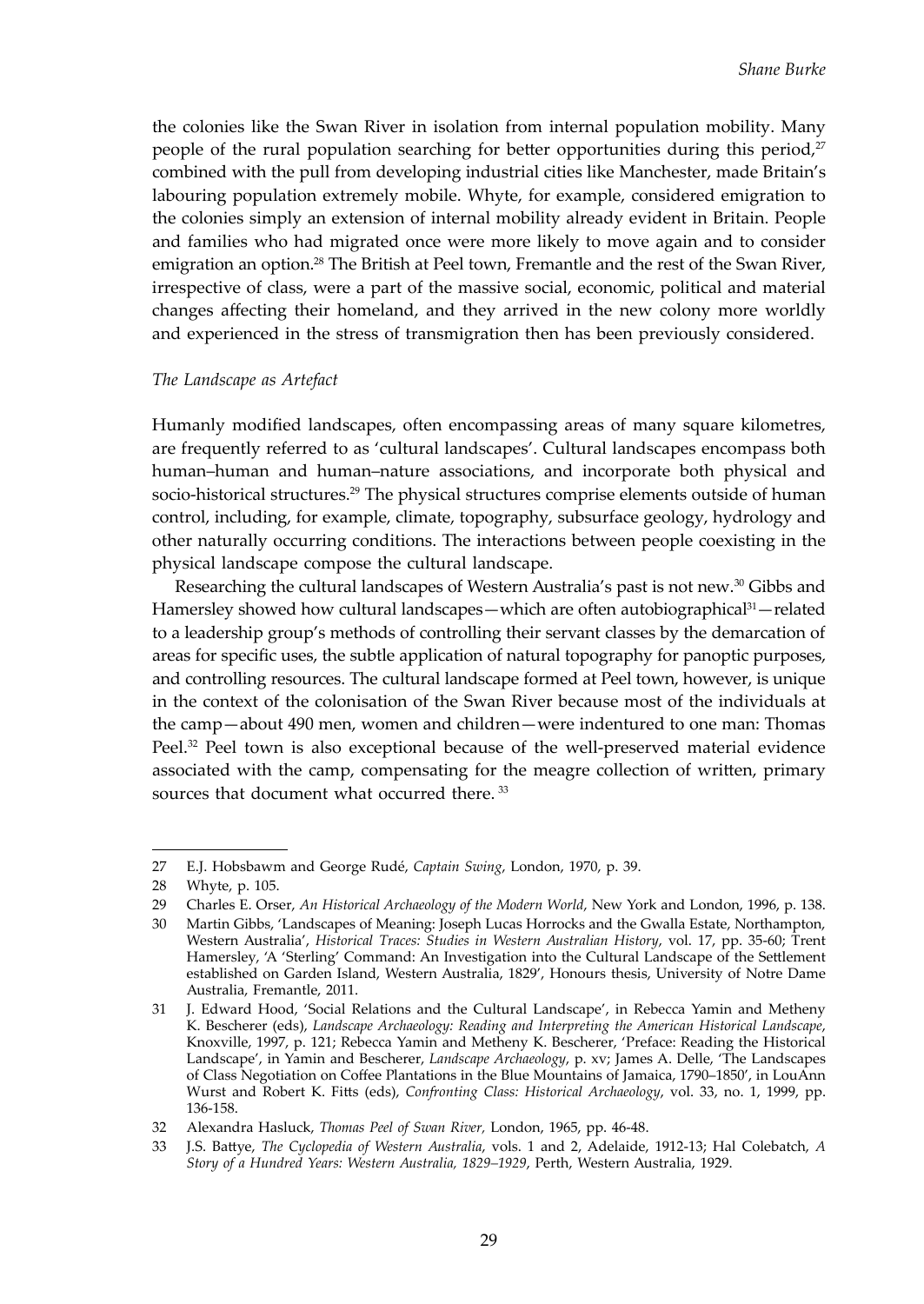the colonies like the Swan River in isolation from internal population mobility. Many people of the rural population searching for better opportunities during this period,[27] combined with the pull from developing industrial cities like Manchester, made Britain's labouring population extremely mobile. Whyte, for example, considered emigration to the colonies simply an extension of internal mobility already evident in Britain. People and families who had migrated once were more likely to move again and to consider emigration an option.[28] The British at Peel town, Fremantle and the rest of the Swan River, irrespective of class, were a part of the massive social, economic, political and material changes affecting their homeland, and they arrived in the new colony more worldly and experienced in the stress of transmigration then has been previously considered.

*The Landscape as Artefact*

Humanly modified landscapes, often encompassing areas of many square kilometres, are frequently referred to as 'cultural landscapes'. Cultural landscapes encompass both human–human and human–nature associations, and incorporate both physical and socio-historical structures.[29] The physical structures comprise elements outside of human control, including, for example, climate, topography, subsurface geology, hydrology and other naturally occurring conditions. The interactions between people coexisting in the physical landscape compose the cultural landscape.

Researching the cultural landscapes of Western Australia's past is not new.[30] Gibbs and Hamersley showed how cultural landscapes—which are often autobiographical[31]—related to a leadership group's methods of controlling their servant classes by the demarcation of areas for specific uses, the subtle application of natural topography for panoptic purposes, and controlling resources. The cultural landscape formed at Peel town, however, is unique in the context of the colonisation of the Swan River because most of the individuals at the camp—about 490 men, women and children—were indentured to one man: Thomas Peel.[32] Peel town is also exceptional because of the well-preserved material evidence associated with the camp, compensating for the meagre collection of written, primary sources that document what occurred there.[33]

---

27 E.J. Hobsbawm and George Rudé, *Captain Swing*, London, 1970, p. 39.

28 Whyte, p. 105.

29 Charles E. Orser, *An Historical Archaeology of the Modern World*, New York and London, 1996, p. 138.

30 Martin Gibbs, 'Landscapes of Meaning: Joseph Lucas Horrocks and the Gwalla Estate, Northampton, Western Australia', *Historical Traces: Studies in Western Australian History*, vol. 17, pp. 35-60; Trent Hamersley, 'A 'Sterling' Command: An Investigation into the Cultural Landscape of the Settlement established on Garden Island, Western Australia, 1829', Honours thesis, University of Notre Dame Australia, Fremantle, 2011.

31 J. Edward Hood, 'Social Relations and the Cultural Landscape', in Rebecca Yamin and Metheny K. Bescherer (eds), *Landscape Archaeology: Reading and Interpreting the American Historical Landscape*, Knoxville, 1997, p. 121; Rebecca Yamin and Metheny K. Bescherer, 'Preface: Reading the Historical Landscape', in Yamin and Bescherer, *Landscape Archaeology*, p. xv; James A. Delle, 'The Landscapes of Class Negotiation on Coffee Plantations in the Blue Mountains of Jamaica, 1790–1850', in LouAnn Wurst and Robert K. Fitts (eds), *Confronting Class: Historical Archaeology*, vol. 33, no. 1, 1999, pp. 136-158.

32 Alexandra Hasluck, *Thomas Peel of Swan River*, London, 1965, pp. 46-48.

33 J.S. Battye, *The Cyclopedia of Western Australia*, vols. 1 and 2, Adelaide, 1912-13; Hal Colebatch, *A Story of a Hundred Years: Western Australia, 1829–1929*, Perth, Western Australia, 1929.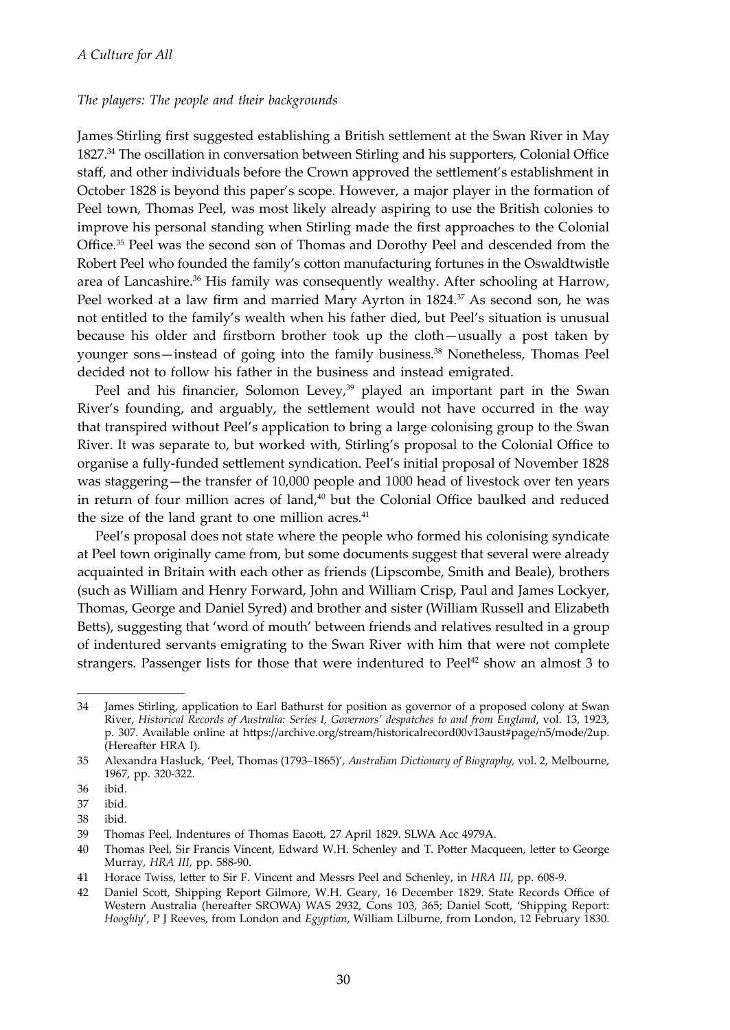*The players: The people and their backgrounds*

James Stirling first suggested establishing a British settlement at the Swan River in May 1827.[34] The oscillation in conversation between Stirling and his supporters, Colonial Office staff, and other individuals before the Crown approved the settlement's establishment in October 1828 is beyond this paper's scope. However, a major player in the formation of Peel town, Thomas Peel, was most likely already aspiring to use the British colonies to improve his personal standing when Stirling made the first approaches to the Colonial Office.[35] Peel was the second son of Thomas and Dorothy Peel and descended from the Robert Peel who founded the family's cotton manufacturing fortunes in the Oswaldtwistle area of Lancashire.[36] His family was consequently wealthy. After schooling at Harrow, Peel worked at a law firm and married Mary Ayrton in 1824.[37] As second son, he was not entitled to the family's wealth when his father died, but Peel's situation is unusual because his older and firstborn brother took up the cloth—usually a post taken by younger sons—instead of going into the family business.[38] Nonetheless, Thomas Peel decided not to follow his father in the business and instead emigrated.

Peel and his financier, Solomon Levey,[39] played an important part in the Swan River's founding, and arguably, the settlement would not have occurred in the way that transpired without Peel's application to bring a large colonising group to the Swan River. It was separate to, but worked with, Stirling's proposal to the Colonial Office to organise a fully-funded settlement syndication. Peel's initial proposal of November 1828 was staggering—the transfer of 10,000 people and 1000 head of livestock over ten years in return of four million acres of land,[40] but the Colonial Office baulked and reduced the size of the land grant to one million acres.[41]

Peel's proposal does not state where the people who formed his colonising syndicate at Peel town originally came from, but some documents suggest that several were already acquainted in Britain with each other as friends (Lipscombe, Smith and Beale), brothers (such as William and Henry Forward, John and William Crisp, Paul and James Lockyer, Thomas, George and Daniel Syred) and brother and sister (William Russell and Elizabeth Betts), suggesting that 'word of mouth' between friends and relatives resulted in a group of indentured servants emigrating to the Swan River with him that were not complete strangers. Passenger lists for those that were indentured to Peel[42] show an almost 3 to

---

34 James Stirling, application to Earl Bathurst for position as governor of a proposed colony at Swan River, *Historical Records of Australia: Series I, Governors' despatches to and from England*, vol. 13, 1923, p. 307. Available online at https://archive.org/stream/historicalrecord00v13aust#page/n5/mode/2up. (Hereafter HRA I).

35 Alexandra Hasluck, 'Peel, Thomas (1793–1865)', *Australian Dictionary of Biography*, vol. 2, Melbourne, 1967, pp. 320-322.

36 ibid.

37 ibid.

38 ibid.

39 Thomas Peel, Indentures of Thomas Eacott, 27 April 1829. SLWA Acc 4979A.

40 Thomas Peel, Sir Francis Vincent, Edward W.H. Schenley and T. Potter Macqueen, letter to George Murray, *HRA III*, pp. 588-90.

41 Horace Twiss, letter to Sir F. Vincent and Messrs Peel and Schenley, in *HRA III*, pp. 608-9.

42 Daniel Scott, Shipping Report Gilmore, W.H. Geary, 16 December 1829. State Records Office of Western Australia (hereafter SROWA) WAS 2932, Cons 103, 365; Daniel Scott, 'Shipping Report: *Hooghly*', P J Reeves, from London and *Egyptian*, William Lilburne, from London, 12 February 1830.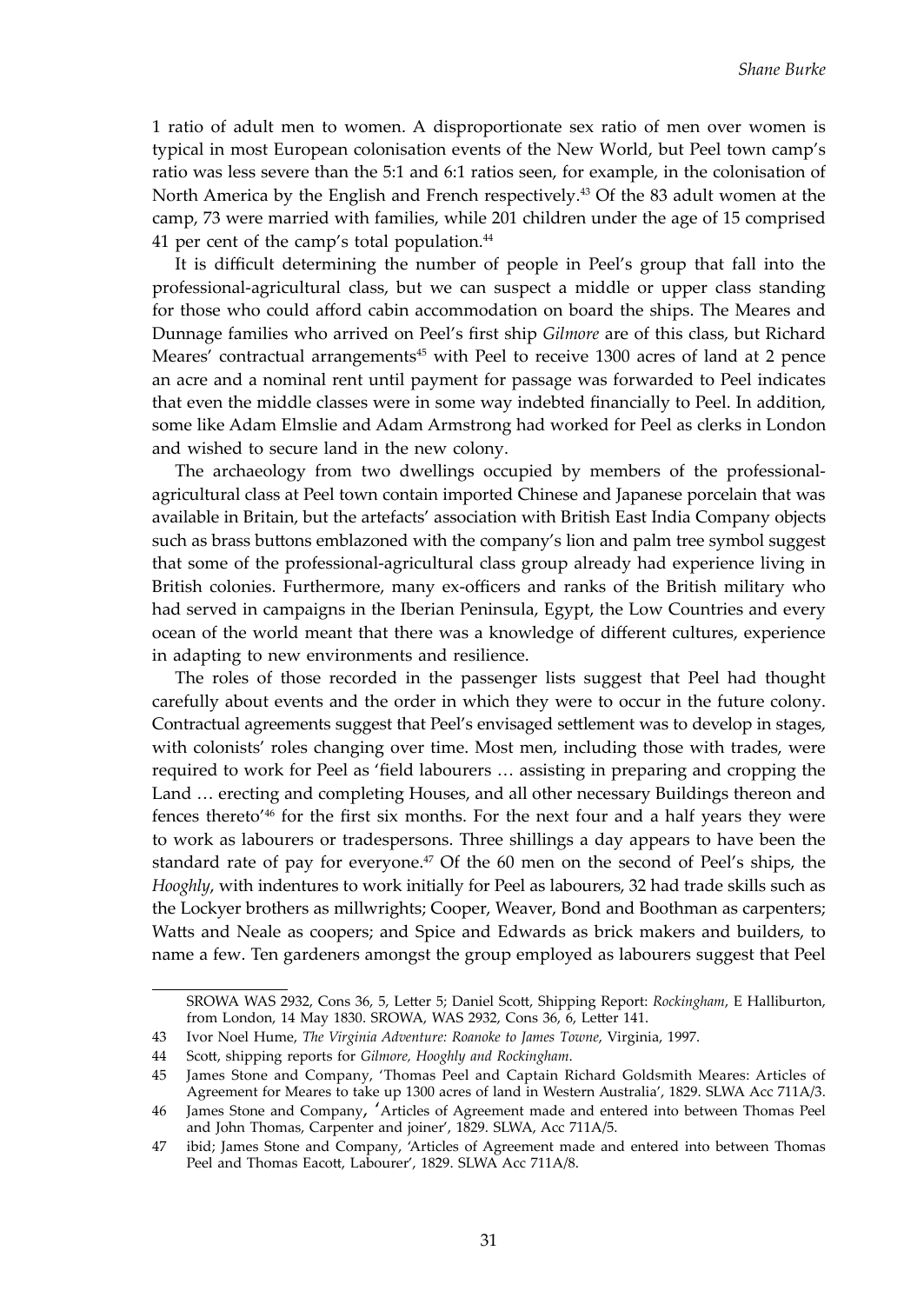1 ratio of adult men to women. A disproportionate sex ratio of men over women is typical in most European colonisation events of the New World, but Peel town camp's ratio was less severe than the 5:1 and 6:1 ratios seen, for example, in the colonisation of North America by the English and French respectively.[43] Of the 83 adult women at the camp, 73 were married with families, while 201 children under the age of 15 comprised 41 per cent of the camp's total population.[44]

It is difficult determining the number of people in Peel's group that fall into the professional-agricultural class, but we can suspect a middle or upper class standing for those who could afford cabin accommodation on board the ships. The Meares and Dunnage families who arrived on Peel's first ship *Gilmore* are of this class, but Richard Meares' contractual arrangements[45] with Peel to receive 1300 acres of land at 2 pence an acre and a nominal rent until payment for passage was forwarded to Peel indicates that even the middle classes were in some way indebted financially to Peel. In addition, some like Adam Elmslie and Adam Armstrong had worked for Peel as clerks in London and wished to secure land in the new colony.

The archaeology from two dwellings occupied by members of the professional-agricultural class at Peel town contain imported Chinese and Japanese porcelain that was available in Britain, but the artefacts' association with British East India Company objects such as brass buttons emblazoned with the company's lion and palm tree symbol suggest that some of the professional-agricultural class group already had experience living in British colonies. Furthermore, many ex-officers and ranks of the British military who had served in campaigns in the Iberian Peninsula, Egypt, the Low Countries and every ocean of the world meant that there was a knowledge of different cultures, experience in adapting to new environments and resilience.

The roles of those recorded in the passenger lists suggest that Peel had thought carefully about events and the order in which they were to occur in the future colony. Contractual agreements suggest that Peel's envisaged settlement was to develop in stages, with colonists' roles changing over time. Most men, including those with trades, were required to work for Peel as 'field labourers … assisting in preparing and cropping the Land … erecting and completing Houses, and all other necessary Buildings thereon and fences thereto'[46] for the first six months. For the next four and a half years they were to work as labourers or tradespersons. Three shillings a day appears to have been the standard rate of pay for everyone.[47] Of the 60 men on the second of Peel's ships, the *Hooghly*, with indentures to work initially for Peel as labourers, 32 had trade skills such as the Lockyer brothers as millwrights; Cooper, Weaver, Bond and Boothman as carpenters; Watts and Neale as coopers; and Spice and Edwards as brick makers and builders, to name a few. Ten gardeners amongst the group employed as labourers suggest that Peel

---

SROWA WAS 2932, Cons 36, 5, Letter 5; Daniel Scott, Shipping Report: *Rockingham*, E Halliburton, from London, 14 May 1830. SROWA, WAS 2932, Cons 36, 6, Letter 141.

43 Ivor Noel Hume, *The Virginia Adventure: Roanoke to James Towne*, Virginia, 1997.

44 Scott, shipping reports for *Gilmore, Hooghly and Rockingham*.

45 James Stone and Company, 'Thomas Peel and Captain Richard Goldsmith Meares: Articles of Agreement for Meares to take up 1300 acres of land in Western Australia', 1829. SLWA Acc 711A/3.

46 James Stone and Company, 'Articles of Agreement made and entered into between Thomas Peel and John Thomas, Carpenter and joiner', 1829. SLWA, Acc 711A/5.

47 ibid; James Stone and Company, 'Articles of Agreement made and entered into between Thomas Peel and Thomas Eacott, Labourer', 1829. SLWA Acc 711A/8.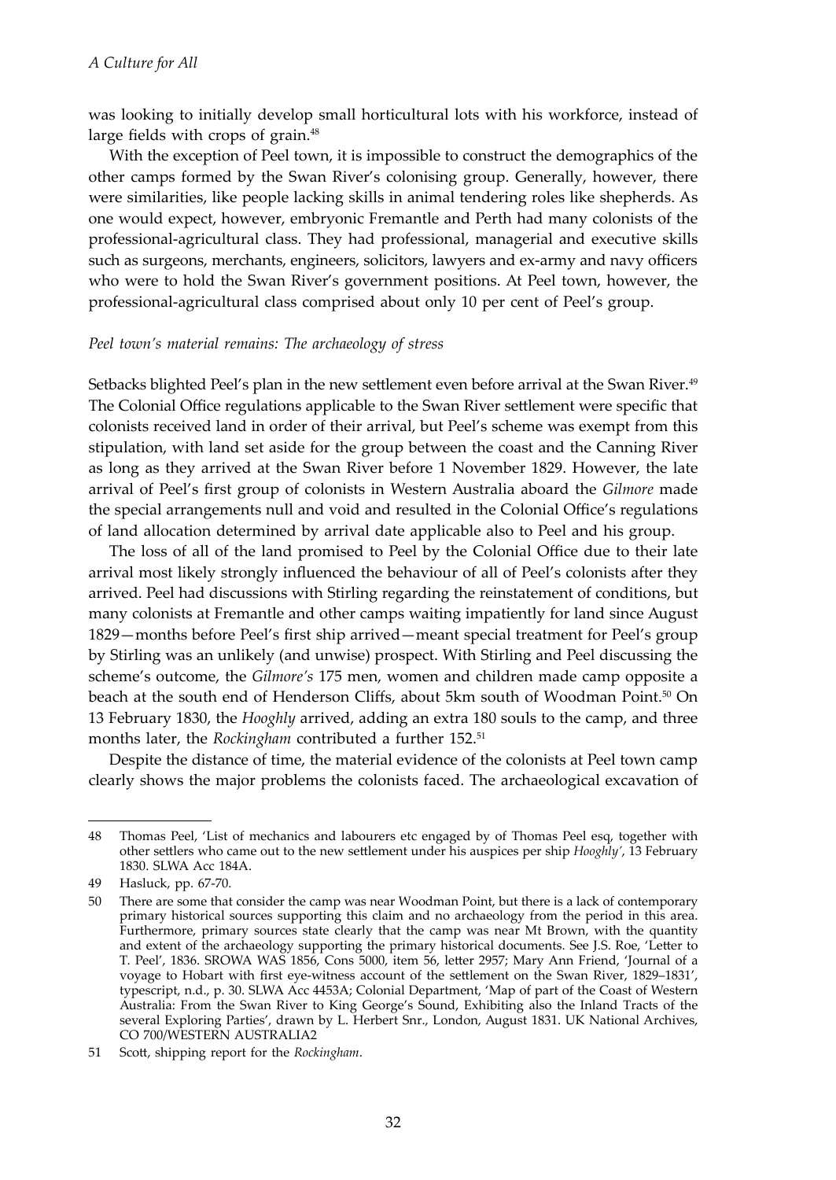was looking to initially develop small horticultural lots with his workforce, instead of large fields with crops of grain.[48]

With the exception of Peel town, it is impossible to construct the demographics of the other camps formed by the Swan River's colonising group. Generally, however, there were similarities, like people lacking skills in animal tendering roles like shepherds. As one would expect, however, embryonic Fremantle and Perth had many colonists of the professional-agricultural class. They had professional, managerial and executive skills such as surgeons, merchants, engineers, solicitors, lawyers and ex-army and navy officers who were to hold the Swan River's government positions. At Peel town, however, the professional-agricultural class comprised about only 10 per cent of Peel's group.

### *Peel town's material remains: The archaeology of stress*

Setbacks blighted Peel's plan in the new settlement even before arrival at the Swan River.[49] The Colonial Office regulations applicable to the Swan River settlement were specific that colonists received land in order of their arrival, but Peel's scheme was exempt from this stipulation, with land set aside for the group between the coast and the Canning River as long as they arrived at the Swan River before 1 November 1829. However, the late arrival of Peel's first group of colonists in Western Australia aboard the *Gilmore* made the special arrangements null and void and resulted in the Colonial Office's regulations of land allocation determined by arrival date applicable also to Peel and his group.

The loss of all of the land promised to Peel by the Colonial Office due to their late arrival most likely strongly influenced the behaviour of all of Peel's colonists after they arrived. Peel had discussions with Stirling regarding the reinstatement of conditions, but many colonists at Fremantle and other camps waiting impatiently for land since August 1829—months before Peel's first ship arrived—meant special treatment for Peel's group by Stirling was an unlikely (and unwise) prospect. With Stirling and Peel discussing the scheme's outcome, the *Gilmore's* 175 men, women and children made camp opposite a beach at the south end of Henderson Cliffs, about 5km south of Woodman Point.[50] On 13 February 1830, the *Hooghly* arrived, adding an extra 180 souls to the camp, and three months later, the *Rockingham* contributed a further 152.[51]

Despite the distance of time, the material evidence of the colonists at Peel town camp clearly shows the major problems the colonists faced. The archaeological excavation of

---

48 Thomas Peel, 'List of mechanics and labourers etc engaged by of Thomas Peel esq, together with other settlers who came out to the new settlement under his auspices per ship *Hooghly*', 13 February 1830. SLWA Acc 184A.

49 Hasluck, pp. 67-70.

50 There are some that consider the camp was near Woodman Point, but there is a lack of contemporary primary historical sources supporting this claim and no archaeology from the period in this area. Furthermore, primary sources state clearly that the camp was near Mt Brown, with the quantity and extent of the archaeology supporting the primary historical documents. See J.S. Roe, 'Letter to T. Peel', 1836. SROWA WAS 1856, Cons 5000, item 56, letter 2957; Mary Ann Friend, 'Journal of a voyage to Hobart with first eye-witness account of the settlement on the Swan River, 1829–1831', typescript, n.d., p. 30. SLWA Acc 4453A; Colonial Department, 'Map of part of the Coast of Western Australia: From the Swan River to King George's Sound, Exhibiting also the Inland Tracts of the several Exploring Parties', drawn by L. Herbert Snr., London, August 1831. UK National Archives, CO 700/WESTERN AUSTRALIA2

51 Scott, shipping report for the *Rockingham*.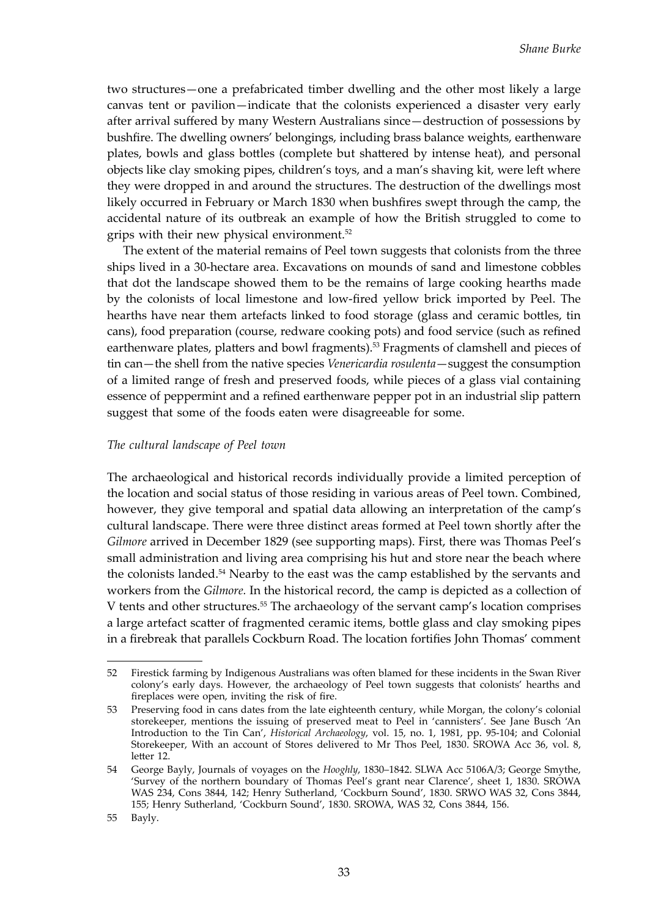two structures—one a prefabricated timber dwelling and the other most likely a large canvas tent or pavilion—indicate that the colonists experienced a disaster very early after arrival suffered by many Western Australians since—destruction of possessions by bushfire. The dwelling owners' belongings, including brass balance weights, earthenware plates, bowls and glass bottles (complete but shattered by intense heat), and personal objects like clay smoking pipes, children's toys, and a man's shaving kit, were left where they were dropped in and around the structures. The destruction of the dwellings most likely occurred in February or March 1830 when bushfires swept through the camp, the accidental nature of its outbreak an example of how the British struggled to come to grips with their new physical environment.[52]

The extent of the material remains of Peel town suggests that colonists from the three ships lived in a 30-hectare area. Excavations on mounds of sand and limestone cobbles that dot the landscape showed them to be the remains of large cooking hearths made by the colonists of local limestone and low-fired yellow brick imported by Peel. The hearths have near them artefacts linked to food storage (glass and ceramic bottles, tin cans), food preparation (course, redware cooking pots) and food service (such as refined earthenware plates, platters and bowl fragments).[53] Fragments of clamshell and pieces of tin can—the shell from the native species *Venericardia rosulenta*—suggest the consumption of a limited range of fresh and preserved foods, while pieces of a glass vial containing essence of peppermint and a refined earthenware pepper pot in an industrial slip pattern suggest that some of the foods eaten were disagreeable for some.

*The cultural landscape of Peel town*

The archaeological and historical records individually provide a limited perception of the location and social status of those residing in various areas of Peel town. Combined, however, they give temporal and spatial data allowing an interpretation of the camp's cultural landscape. There were three distinct areas formed at Peel town shortly after the *Gilmore* arrived in December 1829 (see supporting maps). First, there was Thomas Peel's small administration and living area comprising his hut and store near the beach where the colonists landed.[54] Nearby to the east was the camp established by the servants and workers from the *Gilmore.* In the historical record, the camp is depicted as a collection of V tents and other structures.[55] The archaeology of the servant camp's location comprises a large artefact scatter of fragmented ceramic items, bottle glass and clay smoking pipes in a firebreak that parallels Cockburn Road. The location fortifies John Thomas' comment

---

52 Firestick farming by Indigenous Australians was often blamed for these incidents in the Swan River colony's early days. However, the archaeology of Peel town suggests that colonists' hearths and fireplaces were open, inviting the risk of fire.

53 Preserving food in cans dates from the late eighteenth century, while Morgan, the colony's colonial storekeeper, mentions the issuing of preserved meat to Peel in 'cannisters'. See Jane Busch 'An Introduction to the Tin Can', *Historical Archaeology*, vol. 15, no. 1, 1981, pp. 95-104; and Colonial Storekeeper, With an account of Stores delivered to Mr Thos Peel, 1830. SROWA Acc 36, vol. 8, letter 12.

54 George Bayly, Journals of voyages on the *Hooghly*, 1830–1842. SLWA Acc 5106A/3; George Smythe, 'Survey of the northern boundary of Thomas Peel's grant near Clarence', sheet 1, 1830. SROWA WAS 234, Cons 3844, 142; Henry Sutherland, 'Cockburn Sound', 1830. SRWO WAS 32, Cons 3844, 155; Henry Sutherland, 'Cockburn Sound', 1830. SROWA, WAS 32, Cons 3844, 156.

55 Bayly.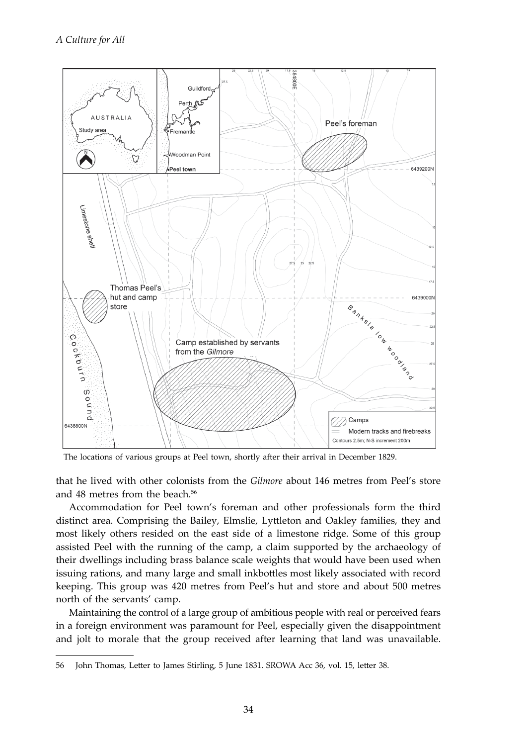The locations of various groups at Peel town, shortly after their arrival in December 1829.

that he lived with other colonists from the *Gilmore* about 146 metres from Peel's store and 48 metres from the beach.[56]

Accommodation for Peel town's foreman and other professionals form the third distinct area. Comprising the Bailey, Elmslie, Lyttleton and Oakley families, they and most likely others resided on the east side of a limestone ridge. Some of this group assisted Peel with the running of the camp, a claim supported by the archaeology of their dwellings including brass balance scale weights that would have been used when issuing rations, and many large and small inkbottles most likely associated with record keeping. This group was 420 metres from Peel's hut and store and about 500 metres north of the servants' camp.

Maintaining the control of a large group of ambitious people with real or perceived fears in a foreign environment was paramount for Peel, especially given the disappointment and jolt to morale that the group received after learning that land was unavailable.

---

56 John Thomas, Letter to James Stirling, 5 June 1831. SROWA Acc 36, vol. 15, letter 38.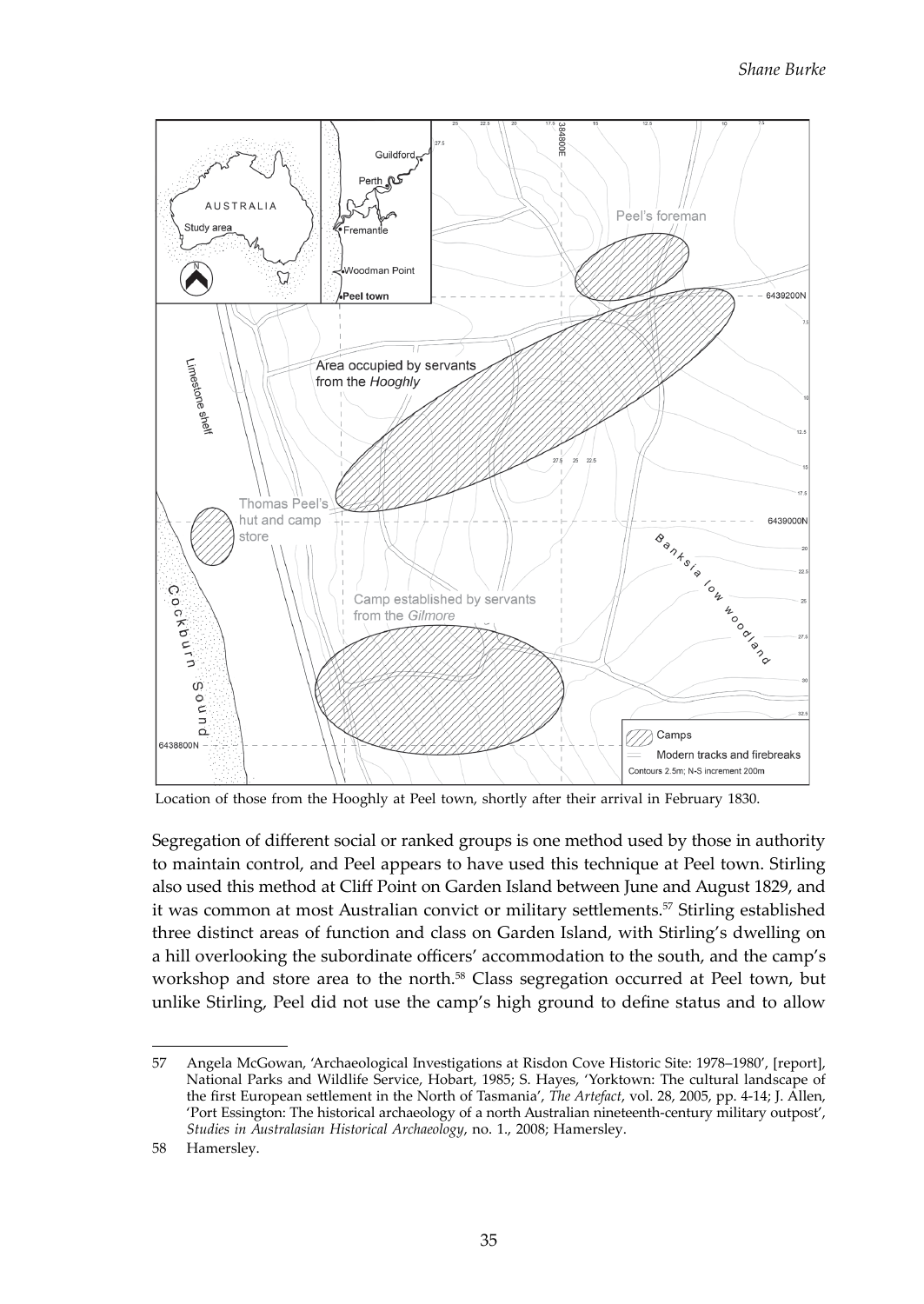Location of those from the Hooghly at Peel town, shortly after their arrival in February 1830.

Segregation of different social or ranked groups is one method used by those in authority to maintain control, and Peel appears to have used this technique at Peel town. Stirling also used this method at Cliff Point on Garden Island between June and August 1829, and it was common at most Australian convict or military settlements.[57] Stirling established three distinct areas of function and class on Garden Island, with Stirling's dwelling on a hill overlooking the subordinate officers' accommodation to the south, and the camp's workshop and store area to the north.[58] Class segregation occurred at Peel town, but unlike Stirling, Peel did not use the camp's high ground to define status and to allow

---

57 Angela McGowan, 'Archaeological Investigations at Risdon Cove Historic Site: 1978–1980', [report], National Parks and Wildlife Service, Hobart, 1985; S. Hayes, 'Yorktown: The cultural landscape of the first European settlement in the North of Tasmania', *The Artefact*, vol. 28, 2005, pp. 4-14; J. Allen, 'Port Essington: The historical archaeology of a north Australian nineteenth-century military outpost', *Studies in Australasian Historical Archaeology*, no. 1., 2008; Hamersley.

58 Hamersley.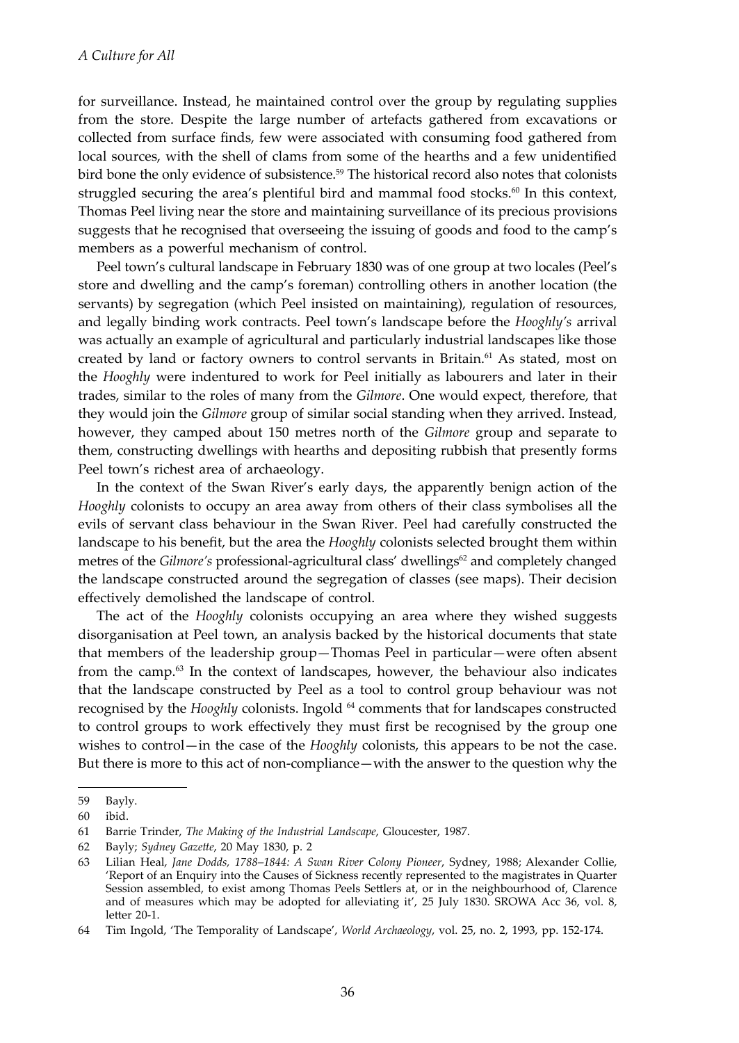for surveillance. Instead, he maintained control over the group by regulating supplies from the store. Despite the large number of artefacts gathered from excavations or collected from surface finds, few were associated with consuming food gathered from local sources, with the shell of clams from some of the hearths and a few unidentified bird bone the only evidence of subsistence.[59] The historical record also notes that colonists struggled securing the area's plentiful bird and mammal food stocks.[60] In this context, Thomas Peel living near the store and maintaining surveillance of its precious provisions suggests that he recognised that overseeing the issuing of goods and food to the camp's members as a powerful mechanism of control.

Peel town's cultural landscape in February 1830 was of one group at two locales (Peel's store and dwelling and the camp's foreman) controlling others in another location (the servants) by segregation (which Peel insisted on maintaining), regulation of resources, and legally binding work contracts. Peel town's landscape before the *Hooghly's* arrival was actually an example of agricultural and particularly industrial landscapes like those created by land or factory owners to control servants in Britain.[61] As stated, most on the *Hooghly* were indentured to work for Peel initially as labourers and later in their trades, similar to the roles of many from the *Gilmore*. One would expect, therefore, that they would join the *Gilmore* group of similar social standing when they arrived. Instead, however, they camped about 150 metres north of the *Gilmore* group and separate to them, constructing dwellings with hearths and depositing rubbish that presently forms Peel town's richest area of archaeology.

In the context of the Swan River's early days, the apparently benign action of the *Hooghly* colonists to occupy an area away from others of their class symbolises all the evils of servant class behaviour in the Swan River. Peel had carefully constructed the landscape to his benefit, but the area the *Hooghly* colonists selected brought them within metres of the *Gilmore's* professional-agricultural class' dwellings[62] and completely changed the landscape constructed around the segregation of classes (see maps). Their decision effectively demolished the landscape of control.

The act of the *Hooghly* colonists occupying an area where they wished suggests disorganisation at Peel town, an analysis backed by the historical documents that state that members of the leadership group—Thomas Peel in particular—were often absent from the camp.[63] In the context of landscapes, however, the behaviour also indicates that the landscape constructed by Peel as a tool to control group behaviour was not recognised by the *Hooghly* colonists. Ingold [64] comments that for landscapes constructed to control groups to work effectively they must first be recognised by the group one wishes to control—in the case of the *Hooghly* colonists, this appears to be not the case. But there is more to this act of non-compliance—with the answer to the question why the

---

59 Bayly.

60 ibid.

61 Barrie Trinder, *The Making of the Industrial Landscape*, Gloucester, 1987.

62 Bayly; *Sydney Gazette*, 20 May 1830, p. 2

63 Lilian Heal, *Jane Dodds, 1788–1844: A Swan River Colony Pioneer*, Sydney, 1988; Alexander Collie, 'Report of an Enquiry into the Causes of Sickness recently represented to the magistrates in Quarter Session assembled, to exist among Thomas Peels Settlers at, or in the neighbourhood of, Clarence and of measures which may be adopted for alleviating it', 25 July 1830. SROWA Acc 36, vol. 8, letter 20-1.

64 Tim Ingold, 'The Temporality of Landscape', *World Archaeology*, vol. 25, no. 2, 1993, pp. 152-174.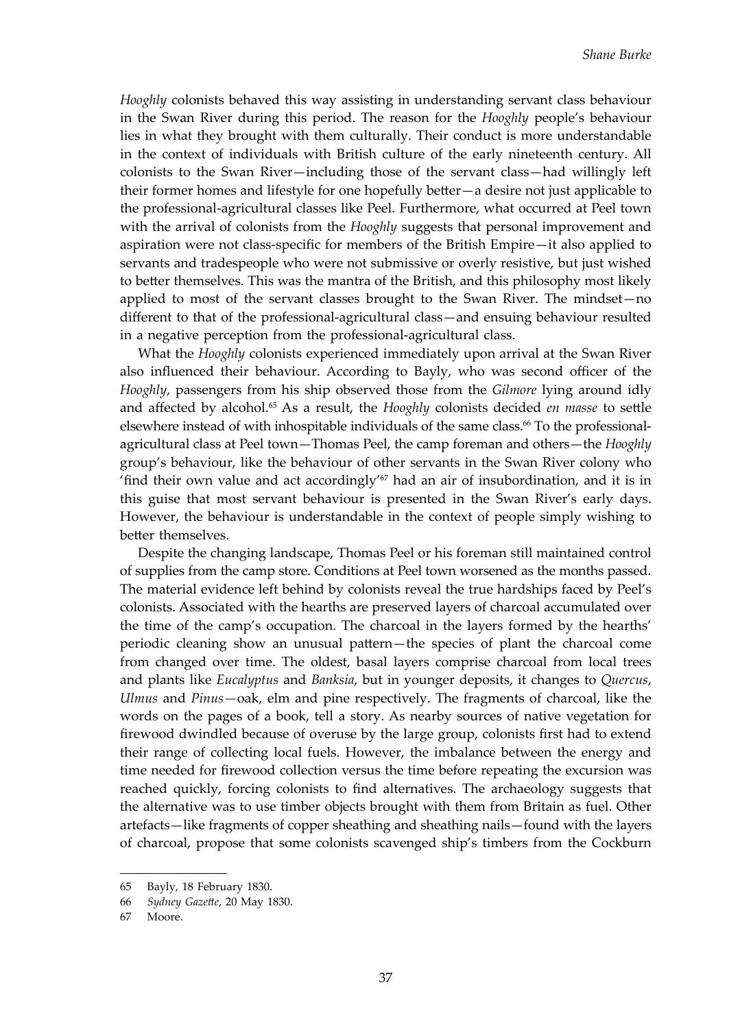*Hooghly* colonists behaved this way assisting in understanding servant class behaviour in the Swan River during this period. The reason for the *Hooghly* people's behaviour lies in what they brought with them culturally. Their conduct is more understandable in the context of individuals with British culture of the early nineteenth century. All colonists to the Swan River—including those of the servant class—had willingly left their former homes and lifestyle for one hopefully better—a desire not just applicable to the professional-agricultural classes like Peel. Furthermore, what occurred at Peel town with the arrival of colonists from the *Hooghly* suggests that personal improvement and aspiration were not class-specific for members of the British Empire—it also applied to servants and tradespeople who were not submissive or overly resistive, but just wished to better themselves. This was the mantra of the British, and this philosophy most likely applied to most of the servant classes brought to the Swan River. The mindset—no different to that of the professional-agricultural class—and ensuing behaviour resulted in a negative perception from the professional-agricultural class.

What the *Hooghly* colonists experienced immediately upon arrival at the Swan River also influenced their behaviour. According to Bayly, who was second officer of the *Hooghly*, passengers from his ship observed those from the *Gilmore* lying around idly and affected by alcohol.[65] As a result, the *Hooghly* colonists decided *en masse* to settle elsewhere instead of with inhospitable individuals of the same class.[66] To the professional-agricultural class at Peel town—Thomas Peel, the camp foreman and others—the *Hooghly* group's behaviour, like the behaviour of other servants in the Swan River colony who 'find their own value and act accordingly'[67] had an air of insubordination, and it is in this guise that most servant behaviour is presented in the Swan River's early days. However, the behaviour is understandable in the context of people simply wishing to better themselves.

Despite the changing landscape, Thomas Peel or his foreman still maintained control of supplies from the camp store. Conditions at Peel town worsened as the months passed. The material evidence left behind by colonists reveal the true hardships faced by Peel's colonists. Associated with the hearths are preserved layers of charcoal accumulated over the time of the camp's occupation. The charcoal in the layers formed by the hearths' periodic cleaning show an unusual pattern—the species of plant the charcoal come from changed over time. The oldest, basal layers comprise charcoal from local trees and plants like *Eucalyptus* and *Banksia*, but in younger deposits, it changes to *Quercus*, *Ulmus* and *Pinus*—oak, elm and pine respectively. The fragments of charcoal, like the words on the pages of a book, tell a story. As nearby sources of native vegetation for firewood dwindled because of overuse by the large group, colonists first had to extend their range of collecting local fuels. However, the imbalance between the energy and time needed for firewood collection versus the time before repeating the excursion was reached quickly, forcing colonists to find alternatives. The archaeology suggests that the alternative was to use timber objects brought with them from Britain as fuel. Other artefacts—like fragments of copper sheathing and sheathing nails—found with the layers of charcoal, propose that some colonists scavenged ship's timbers from the Cockburn

65 Bayly, 18 February 1830.

66 *Sydney Gazette*, 20 May 1830.

67 Moore.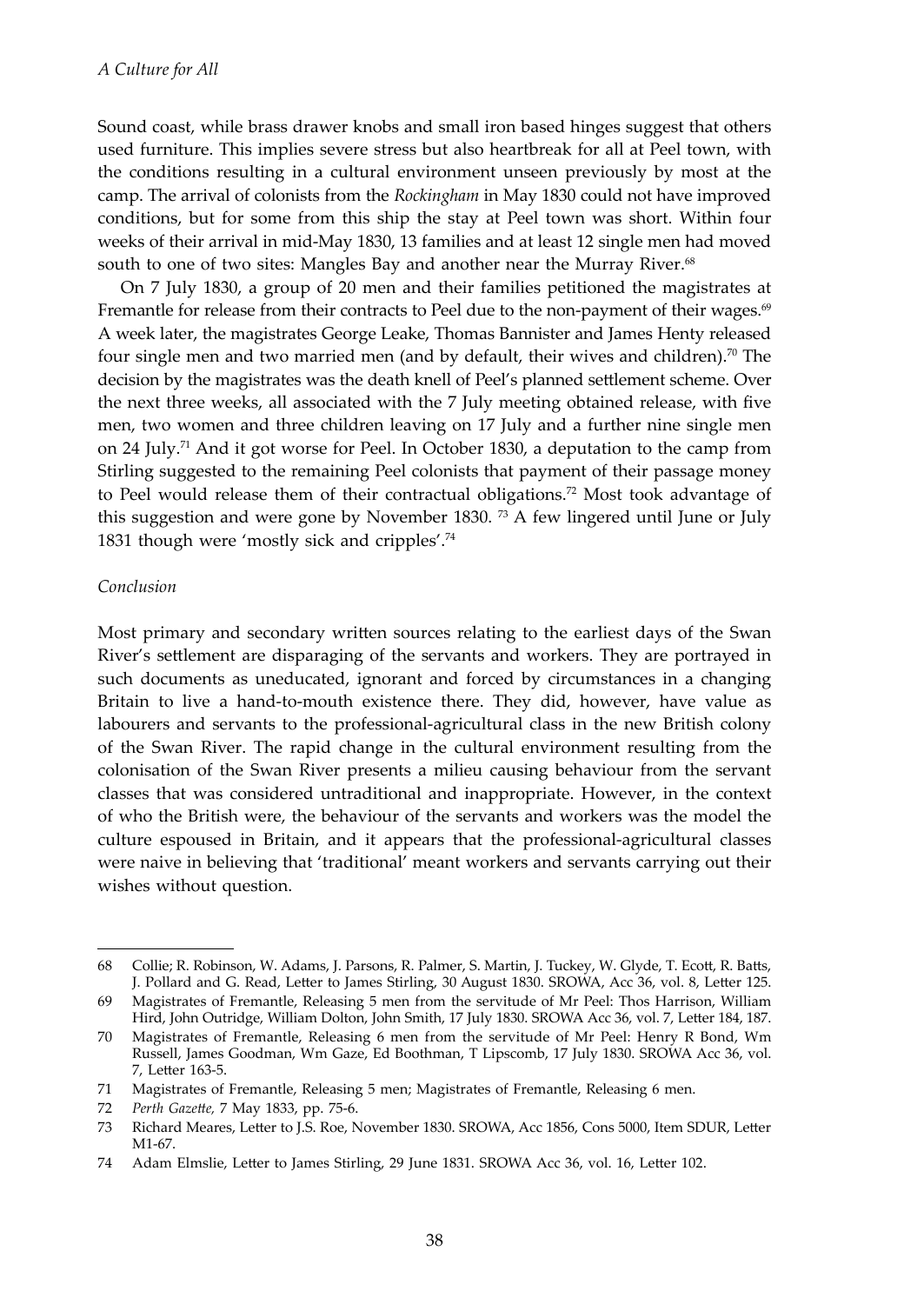Sound coast, while brass drawer knobs and small iron based hinges suggest that others used furniture. This implies severe stress but also heartbreak for all at Peel town, with the conditions resulting in a cultural environment unseen previously by most at the camp. The arrival of colonists from the *Rockingham* in May 1830 could not have improved conditions, but for some from this ship the stay at Peel town was short. Within four weeks of their arrival in mid-May 1830, 13 families and at least 12 single men had moved south to one of two sites: Mangles Bay and another near the Murray River.[68]

On 7 July 1830, a group of 20 men and their families petitioned the magistrates at Fremantle for release from their contracts to Peel due to the non-payment of their wages.[69] A week later, the magistrates George Leake, Thomas Bannister and James Henty released four single men and two married men (and by default, their wives and children).[70] The decision by the magistrates was the death knell of Peel's planned settlement scheme. Over the next three weeks, all associated with the 7 July meeting obtained release, with five men, two women and three children leaving on 17 July and a further nine single men on 24 July.[71] And it got worse for Peel. In October 1830, a deputation to the camp from Stirling suggested to the remaining Peel colonists that payment of their passage money to Peel would release them of their contractual obligations.[72] Most took advantage of this suggestion and were gone by November 1830. [73] A few lingered until June or July 1831 though were 'mostly sick and cripples'.[74]

*Conclusion*

Most primary and secondary written sources relating to the earliest days of the Swan River's settlement are disparaging of the servants and workers. They are portrayed in such documents as uneducated, ignorant and forced by circumstances in a changing Britain to live a hand-to-mouth existence there. They did, however, have value as labourers and servants to the professional-agricultural class in the new British colony of the Swan River. The rapid change in the cultural environment resulting from the colonisation of the Swan River presents a milieu causing behaviour from the servant classes that was considered untraditional and inappropriate. However, in the context of who the British were, the behaviour of the servants and workers was the model the culture espoused in Britain, and it appears that the professional-agricultural classes were naive in believing that 'traditional' meant workers and servants carrying out their wishes without question.

---

68 Collie; R. Robinson, W. Adams, J. Parsons, R. Palmer, S. Martin, J. Tuckey, W. Glyde, T. Ecott, R. Batts, J. Pollard and G. Read, Letter to James Stirling, 30 August 1830. SROWA, Acc 36, vol. 8, Letter 125.

69 Magistrates of Fremantle, Releasing 5 men from the servitude of Mr Peel: Thos Harrison, William Hird, John Outridge, William Dolton, John Smith, 17 July 1830. SROWA Acc 36, vol. 7, Letter 184, 187.

70 Magistrates of Fremantle, Releasing 6 men from the servitude of Mr Peel: Henry R Bond, Wm Russell, James Goodman, Wm Gaze, Ed Boothman, T Lipscomb, 17 July 1830. SROWA Acc 36, vol. 7, Letter 163-5.

71 Magistrates of Fremantle, Releasing 5 men; Magistrates of Fremantle, Releasing 6 men.

72 *Perth Gazette,* 7 May 1833, pp. 75-6.

73 Richard Meares, Letter to J.S. Roe, November 1830. SROWA, Acc 1856, Cons 5000, Item SDUR, Letter M1-67.

74 Adam Elmslie, Letter to James Stirling, 29 June 1831. SROWA Acc 36, vol. 16, Letter 102.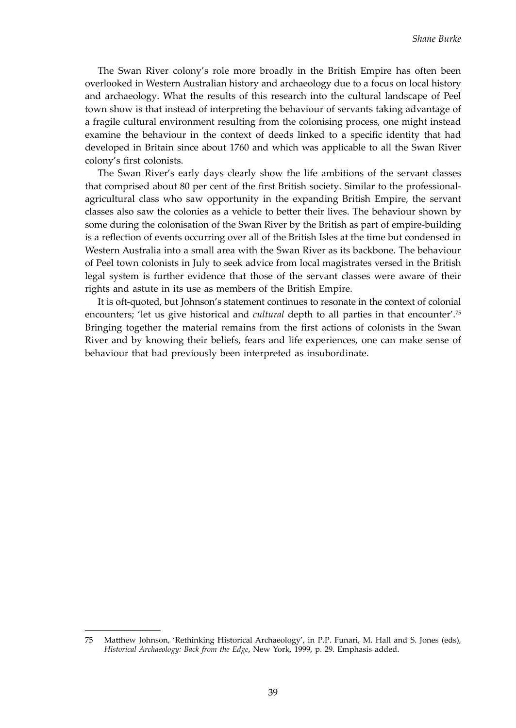The Swan River colony's role more broadly in the British Empire has often been overlooked in Western Australian history and archaeology due to a focus on local history and archaeology. What the results of this research into the cultural landscape of Peel town show is that instead of interpreting the behaviour of servants taking advantage of a fragile cultural environment resulting from the colonising process, one might instead examine the behaviour in the context of deeds linked to a specific identity that had developed in Britain since about 1760 and which was applicable to all the Swan River colony's first colonists.

The Swan River's early days clearly show the life ambitions of the servant classes that comprised about 80 per cent of the first British society. Similar to the professional-agricultural class who saw opportunity in the expanding British Empire, the servant classes also saw the colonies as a vehicle to better their lives. The behaviour shown by some during the colonisation of the Swan River by the British as part of empire-building is a reflection of events occurring over all of the British Isles at the time but condensed in Western Australia into a small area with the Swan River as its backbone. The behaviour of Peel town colonists in July to seek advice from local magistrates versed in the British legal system is further evidence that those of the servant classes were aware of their rights and astute in its use as members of the British Empire.

It is oft-quoted, but Johnson's statement continues to resonate in the context of colonial encounters; 'let us give historical and *cultural* depth to all parties in that encounter'.[75] Bringing together the material remains from the first actions of colonists in the Swan River and by knowing their beliefs, fears and life experiences, one can make sense of behaviour that had previously been interpreted as insubordinate.

---

75 Matthew Johnson, 'Rethinking Historical Archaeology', in P.P. Funari, M. Hall and S. Jones (eds), *Historical Archaeology: Back from the Edge*, New York, 1999, p. 29. Emphasis added.